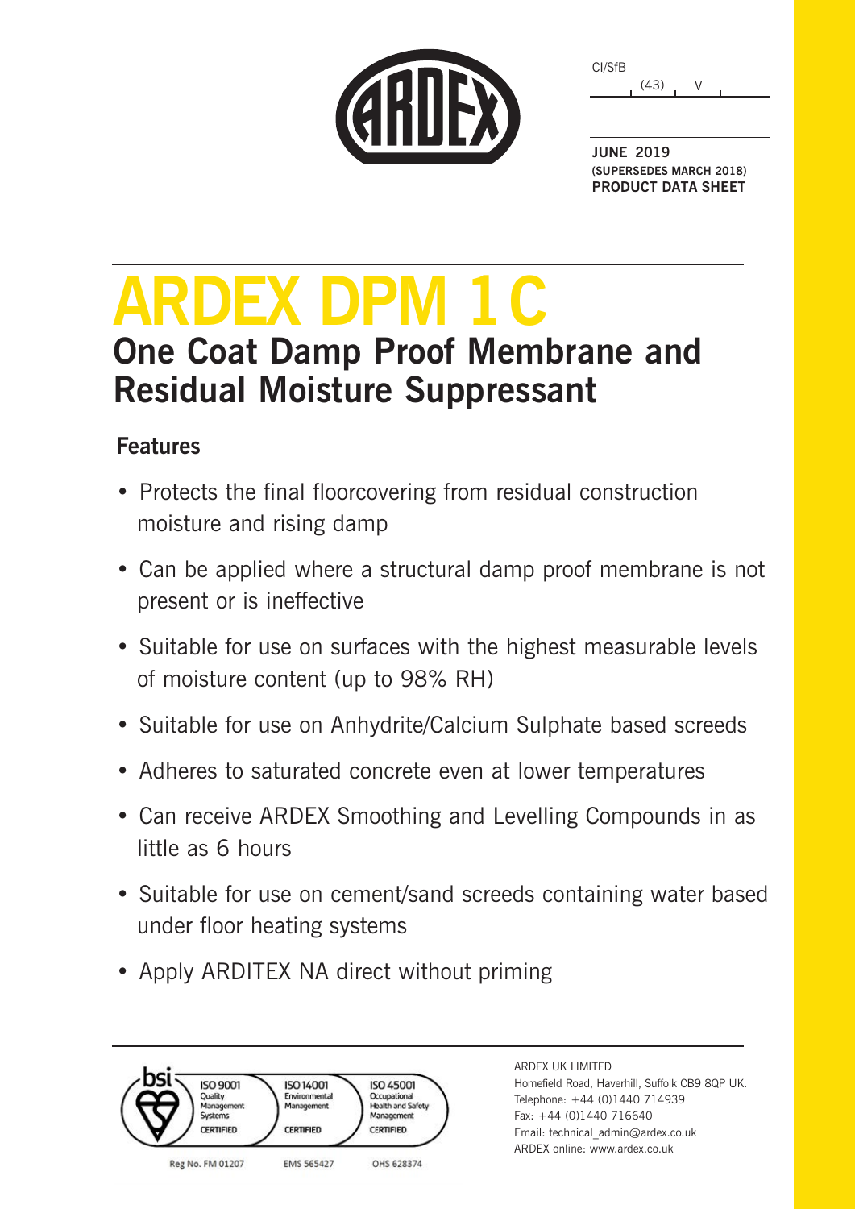CI/SfB

(43) V

**JUNE 2019**
**(SUPERSEDES MARCH 2018)**
**PRODUCT DATA SHEET**

# ARDEX DPM 1 C

## One Coat Damp Proof Membrane and Residual Moisture Suppressant

### Features

- Protects the final floorcovering from residual construction moisture and rising damp
- Can be applied where a structural damp proof membrane is not present or is ineffective
- Suitable for use on surfaces with the highest measurable levels of moisture content (up to 98% RH)
- Suitable for use on Anhydrite/Calcium Sulphate based screeds
- Adheres to saturated concrete even at lower temperatures
- Can receive ARDEX Smoothing and Levelling Compounds in as little as 6 hours
- Suitable for use on cement/sand screeds containing water based under floor heating systems
- Apply ARDITEX NA direct without priming

bsi ISO 9001 Quality Management Systems CERTIFIED — Reg No. FM 01207
ISO 14001 Environmental Management CERTIFIED — EMS 565427
ISO 45001 Occupational Health and Safety Management CERTIFIED — OHS 628374

ARDEX UK LIMITED
Homefield Road, Haverhill, Suffolk CB9 8QP UK.
Telephone: +44 (0)1440 714939
Fax: +44 (0)1440 716640
Email: technical_admin@ardex.co.uk
ARDEX online: www.ardex.co.uk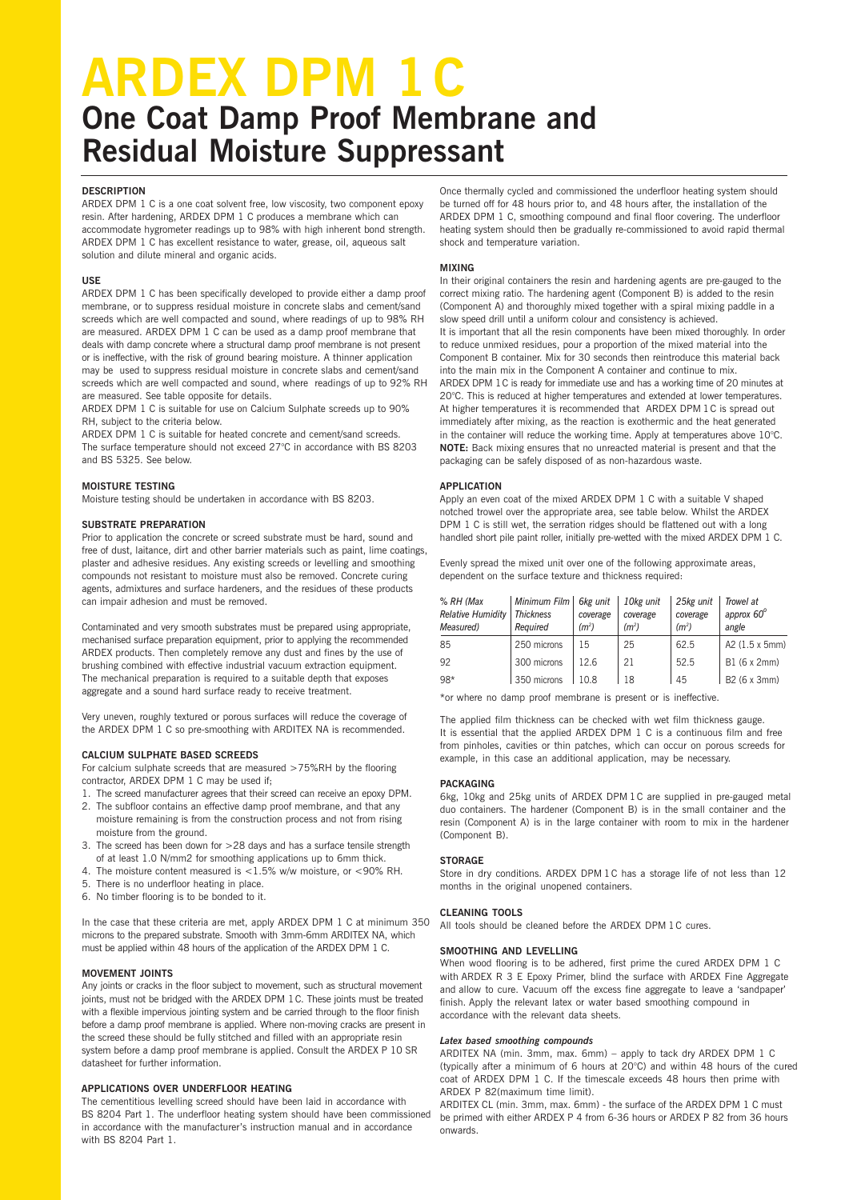# ARDEX DPM 1 C

## One Coat Damp Proof Membrane and Residual Moisture Suppressant

### DESCRIPTION

ARDEX DPM 1 C is a one coat solvent free, low viscosity, two component epoxy resin. After hardening, ARDEX DPM 1 C produces a membrane which can accommodate hygrometer readings up to 98% with high inherent bond strength. ARDEX DPM 1 C has excellent resistance to water, grease, oil, aqueous salt solution and dilute mineral and organic acids.

### USE

ARDEX DPM 1 C has been specifically developed to provide either a damp proof membrane, or to suppress residual moisture in concrete slabs and cement/sand screeds which are well compacted and sound, where readings of up to 98% RH are measured. ARDEX DPM 1 C can be used as a damp proof membrane that deals with damp concrete where a structural damp proof membrane is not present or is ineffective, with the risk of ground bearing moisture. A thinner application may be used to suppress residual moisture in concrete slabs and cement/sand screeds which are well compacted and sound, where readings of up to 92% RH are measured. See table opposite for details.

ARDEX DPM 1 C is suitable for use on Calcium Sulphate screeds up to 90% RH, subject to the criteria below.

ARDEX DPM 1 C is suitable for heated concrete and cement/sand screeds. The surface temperature should not exceed 27°C in accordance with BS 8203 and BS 5325. See below.

### MOISTURE TESTING

Moisture testing should be undertaken in accordance with BS 8203.

### SUBSTRATE PREPARATION

Prior to application the concrete or screed substrate must be hard, sound and free of dust, laitance, dirt and other barrier materials such as paint, lime coatings, plaster and adhesive residues. Any existing screeds or levelling and smoothing compounds not resistant to moisture must also be removed. Concrete curing agents, admixtures and surface hardeners, and the residues of these products can impair adhesion and must be removed.

Contaminated and very smooth substrates must be prepared using appropriate, mechanised surface preparation equipment, prior to applying the recommended ARDEX products. Then completely remove any dust and fines by the use of brushing combined with effective industrial vacuum extraction equipment. The mechanical preparation is required to a suitable depth that exposes aggregate and a sound hard surface ready to receive treatment.

Very uneven, roughly textured or porous surfaces will reduce the coverage of the ARDEX DPM 1 C so pre-smoothing with ARDITEX NA is recommended.

### CALCIUM SULPHATE BASED SCREEDS

For calcium sulphate screeds that are measured >75%RH by the flooring contractor, ARDEX DPM 1 C may be used if;

1. The screed manufacturer agrees that their screed can receive an epoxy DPM.
2. The subfloor contains an effective damp proof membrane, and that any moisture remaining is from the construction process and not from rising moisture from the ground.
3. The screed has been down for >28 days and has a surface tensile strength of at least 1.0 N/mm2 for smoothing applications up to 6mm thick.
4. The moisture content measured is <1.5% w/w moisture, or <90% RH.
5. There is no underfloor heating in place.
6. No timber flooring is to be bonded to it.

In the case that these criteria are met, apply ARDEX DPM 1 C at minimum 350 microns to the prepared substrate. Smooth with 3mm-6mm ARDITEX NA, which must be applied within 48 hours of the application of the ARDEX DPM 1 C.

### MOVEMENT JOINTS

Any joints or cracks in the floor subject to movement, such as structural movement joints, must not be bridged with the ARDEX DPM 1 C. These joints must be treated with a flexible impervious jointing system and be carried through to the floor finish before a damp proof membrane is applied. Where non-moving cracks are present in the screed these should be fully stitched and filled with an appropriate resin system before a damp proof membrane is applied. Consult the ARDEX P 10 SR datasheet for further information.

### APPLICATIONS OVER UNDERFLOOR HEATING

The cementitious levelling screed should have been laid in accordance with BS 8204 Part 1. The underfloor heating system should have been commissioned in accordance with the manufacturer's instruction manual and in accordance with BS 8204 Part 1.

Once thermally cycled and commissioned the underfloor heating system should be turned off for 48 hours prior to, and 48 hours after, the installation of the ARDEX DPM 1 C, smoothing compound and final floor covering. The underfloor heating system should then be gradually re-commissioned to avoid rapid thermal shock and temperature variation.

### MIXING

In their original containers the resin and hardening agents are pre-gauged to the correct mixing ratio. The hardening agent (Component B) is added to the resin (Component A) and thoroughly mixed together with a spiral mixing paddle in a slow speed drill until a uniform colour and consistency is achieved.

It is important that all the resin components have been mixed thoroughly. In order to reduce unmixed residues, pour a proportion of the mixed material into the Component B container. Mix for 30 seconds then reintroduce this material back into the main mix in the Component A container and continue to mix.

ARDEX DPM 1 C is ready for immediate use and has a working time of 20 minutes at 20°C. This is reduced at higher temperatures and extended at lower temperatures. At higher temperatures it is recommended that ARDEX DPM 1 C is spread out immediately after mixing, as the reaction is exothermic and the heat generated in the container will reduce the working time. Apply at temperatures above 10°C.

**NOTE:** Back mixing ensures that no unreacted material is present and that the packaging can be safely disposed of as non-hazardous waste.

### APPLICATION

Apply an even coat of the mixed ARDEX DPM 1 C with a suitable V shaped notched trowel over the appropriate area, see table below. Whilst the ARDEX DPM 1 C is still wet, the serration ridges should be flattened out with a long handled short pile paint roller, initially pre-wetted with the mixed ARDEX DPM 1 C.

Evenly spread the mixed unit over one of the following approximate areas, dependent on the surface texture and thickness required:

| *% RH (Max Relative Humidity Measured)* | *Minimum Film Thickness Required* | *6kg unit coverage ($m^2$)* | *10kg unit coverage ($m^2$)* | *25kg unit coverage ($m^2$)* | *Trowel at approx 60° angle* |
|---|---|---|---|---|---|
| 85 | 250 microns | 15 | 25 | 62.5 | A2 (1.5 x 5mm) |
| 92 | 300 microns | 12.6 | 21 | 52.5 | B1 (6 x 2mm) |
| 98* | 350 microns | 10.8 | 18 | 45 | B2 (6 x 3mm) |

*or where no damp proof membrane is present or is ineffective.

The applied film thickness can be checked with wet film thickness gauge. It is essential that the applied ARDEX DPM 1 C is a continuous film and free from pinholes, cavities or thin patches, which can occur on porous screeds for example, in this case an additional application, may be necessary.

### PACKAGING

6kg, 10kg and 25kg units of ARDEX DPM 1 C are supplied in pre-gauged metal duo containers. The hardener (Component B) is in the small container and the resin (Component A) is in the large container with room to mix in the hardener (Component B).

### STORAGE

Store in dry conditions. ARDEX DPM 1 C has a storage life of not less than 12 months in the original unopened containers.

### CLEANING TOOLS

All tools should be cleaned before the ARDEX DPM 1 C cures.

### SMOOTHING AND LEVELLING

When wood flooring is to be adhered, first prime the cured ARDEX DPM 1 C with ARDEX R 3 E Epoxy Primer, blind the surface with ARDEX Fine Aggregate and allow to cure. Vacuum off the excess fine aggregate to leave a 'sandpaper' finish. Apply the relevant latex or water based smoothing compound in accordance with the relevant data sheets.

***Latex based smoothing compounds***

ARDITEX NA (min. 3mm, max. 6mm) – apply to tack dry ARDEX DPM 1 C (typically after a minimum of 6 hours at 20°C) and within 48 hours of the cured coat of ARDEX DPM 1 C. If the timescale exceeds 48 hours then prime with ARDEX P 82(maximum time limit).

ARDITEX CL (min. 3mm, max. 6mm) - the surface of the ARDEX DPM 1 C must be primed with either ARDEX P 4 from 6-36 hours or ARDEX P 82 from 36 hours onwards.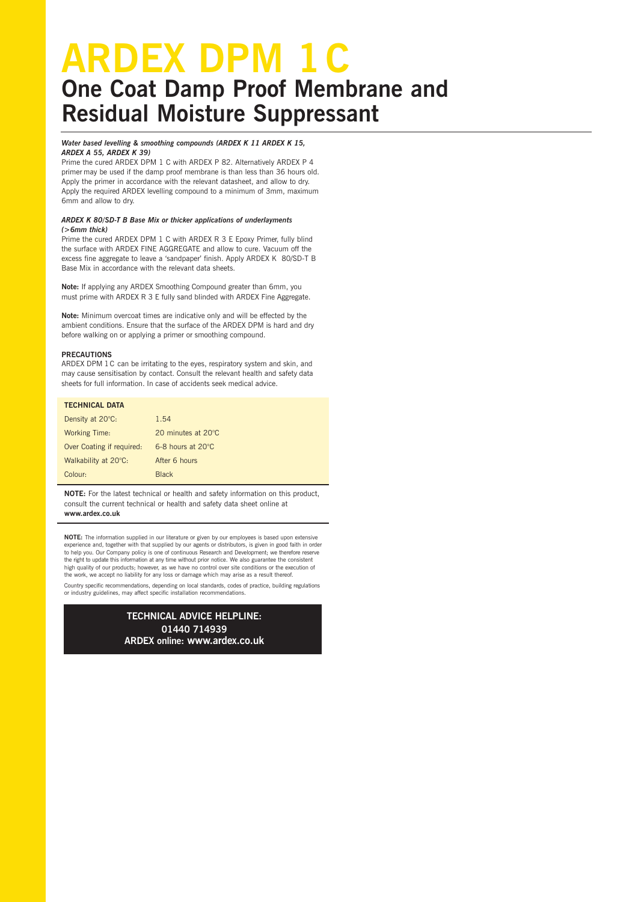# ARDEX DPM 1 C

## One Coat Damp Proof Membrane and Residual Moisture Suppressant

***Water based levelling & smoothing compounds (ARDEX K 11 ARDEX K 15, ARDEX A 55, ARDEX K 39)***

Prime the cured ARDEX DPM 1 C with ARDEX P 82. Alternatively ARDEX P 4 primer may be used if the damp proof membrane is than less than 36 hours old. Apply the primer in accordance with the relevant datasheet, and allow to dry. Apply the required ARDEX levelling compound to a minimum of 3mm, maximum 6mm and allow to dry.

***ARDEX K 80/SD-T B Base Mix or thicker applications of underlayments (>6mm thick)***

Prime the cured ARDEX DPM 1 C with ARDEX R 3 E Epoxy Primer, fully blind the surface with ARDEX FINE AGGREGATE and allow to cure. Vacuum off the excess fine aggregate to leave a 'sandpaper' finish. Apply ARDEX K 80/SD-T B Base Mix in accordance with the relevant data sheets.

**Note:** If applying any ARDEX Smoothing Compound greater than 6mm, you must prime with ARDEX R 3 E fully sand blinded with ARDEX Fine Aggregate.

**Note:** Minimum overcoat times are indicative only and will be effected by the ambient conditions. Ensure that the surface of the ARDEX DPM is hard and dry before walking on or applying a primer or smoothing compound.

**PRECAUTIONS**

ARDEX DPM 1C can be irritating to the eyes, respiratory system and skin, and may cause sensitisation by contact. Consult the relevant health and safety data sheets for full information. In case of accidents seek medical advice.

| TECHNICAL DATA | |
|---|---|
| Density at 20°C: | 1.54 |
| Working Time: | 20 minutes at 20°C |
| Over Coating if required: | 6-8 hours at 20°C |
| Walkability at 20°C: | After 6 hours |
| Colour: | Black |

**NOTE:** For the latest technical or health and safety information on this product, consult the current technical or health and safety data sheet online at **www.ardex.co.uk**

**NOTE:** The information supplied in our literature or given by our employees is based upon extensive experience and, together with that supplied by our agents or distributors, is given in good faith in order to help you. Our Company policy is one of continuous Research and Development; we therefore reserve the right to update this information at any time without prior notice. We also guarantee the consistent high quality of our products; however, as we have no control over site conditions or the execution of the work, we accept no liability for any loss or damage which may arise as a result thereof.

Country specific recommendations, depending on local standards, codes of practice, building regulations or industry guidelines, may affect specific installation recommendations.

**TECHNICAL ADVICE HELPLINE:**
**01440 714939**
**ARDEX online: www.ardex.co.uk**